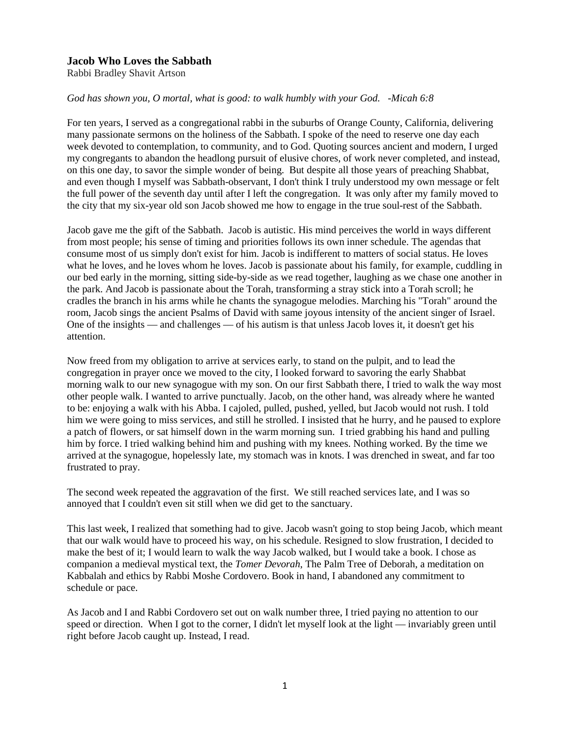# Jacob Who Loves the Sabbath

Rabbi Bradley Shavit Artson

*God has shown you, O mortal, what is good: to walk humbly with your God. -Micah 6:8*

For ten years, I served as a congregational rabbi in the suburbs of Orange County, California, delivering many passionate sermons on the holiness of the Sabbath. I spoke of the need to reserve one day each week devoted to contemplation, to community, and to God. Quoting sources ancient and modern, I urged my congregants to abandon the headlong pursuit of elusive chores, of work never completed, and instead, on this one day, to savor the simple wonder of being. But despite all those years of preaching Shabbat, and even though I myself was Sabbath-observant, I don't think I truly understood my own message or felt the full power of the seventh day until after I left the congregation. It was only after my family moved to the city that my six-year old son Jacob showed me how to engage in the true soul-rest of the Sabbath.

Jacob gave me the gift of the Sabbath. Jacob is autistic. His mind perceives the world in ways different from most people; his sense of timing and priorities follows its own inner schedule. The agendas that consume most of us simply don't exist for him. Jacob is indifferent to matters of social status. He loves what he loves, and he loves whom he loves. Jacob is passionate about his family, for example, cuddling in our bed early in the morning, sitting side-by-side as we read together, laughing as we chase one another in the park. And Jacob is passionate about the Torah, transforming a stray stick into a Torah scroll; he cradles the branch in his arms while he chants the synagogue melodies. Marching his "Torah" around the room, Jacob sings the ancient Psalms of David with same joyous intensity of the ancient singer of Israel. One of the insights — and challenges — of his autism is that unless Jacob loves it, it doesn't get his attention.

Now freed from my obligation to arrive at services early, to stand on the pulpit, and to lead the congregation in prayer once we moved to the city, I looked forward to savoring the early Shabbat morning walk to our new synagogue with my son. On our first Sabbath there, I tried to walk the way most other people walk. I wanted to arrive punctually. Jacob, on the other hand, was already where he wanted to be: enjoying a walk with his Abba. I cajoled, pulled, pushed, yelled, but Jacob would not rush. I told him we were going to miss services, and still he strolled. I insisted that he hurry, and he paused to explore a patch of flowers, or sat himself down in the warm morning sun. I tried grabbing his hand and pulling him by force. I tried walking behind him and pushing with my knees. Nothing worked. By the time we arrived at the synagogue, hopelessly late, my stomach was in knots. I was drenched in sweat, and far too frustrated to pray.

The second week repeated the aggravation of the first. We still reached services late, and I was so annoyed that I couldn't even sit still when we did get to the sanctuary.

This last week, I realized that something had to give. Jacob wasn't going to stop being Jacob, which meant that our walk would have to proceed his way, on his schedule. Resigned to slow frustration, I decided to make the best of it; I would learn to walk the way Jacob walked, but I would take a book. I chose as companion a medieval mystical text, the *Tomer Devorah*, The Palm Tree of Deborah, a meditation on Kabbalah and ethics by Rabbi Moshe Cordovero. Book in hand, I abandoned any commitment to schedule or pace.

As Jacob and I and Rabbi Cordovero set out on walk number three, I tried paying no attention to our speed or direction. When I got to the corner, I didn't let myself look at the light — invariably green until right before Jacob caught up. Instead, I read.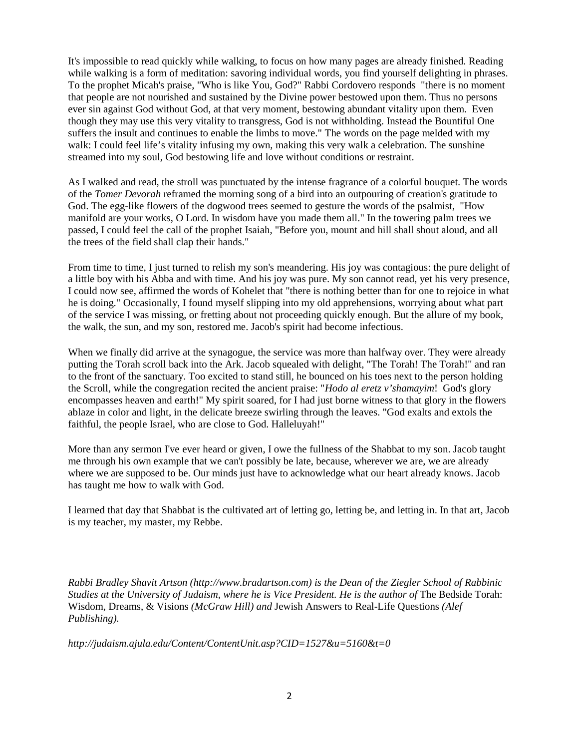It's impossible to read quickly while walking, to focus on how many pages are already finished. Reading while walking is a form of meditation: savoring individual words, you find yourself delighting in phrases. To the prophet Micah's praise, "Who is like You, God?" Rabbi Cordovero responds "there is no moment that people are not nourished and sustained by the Divine power bestowed upon them. Thus no persons ever sin against God without God, at that very moment, bestowing abundant vitality upon them. Even though they may use this very vitality to transgress, God is not withholding. Instead the Bountiful One suffers the insult and continues to enable the limbs to move." The words on the page melded with my walk: I could feel life's vitality infusing my own, making this very walk a celebration. The sunshine streamed into my soul, God bestowing life and love without conditions or restraint.

As I walked and read, the stroll was punctuated by the intense fragrance of a colorful bouquet. The words of the *Tomer Devorah* reframed the morning song of a bird into an outpouring of creation's gratitude to God. The egg-like flowers of the dogwood trees seemed to gesture the words of the psalmist, "How manifold are your works, O Lord. In wisdom have you made them all." In the towering palm trees we passed, I could feel the call of the prophet Isaiah, "Before you, mount and hill shall shout aloud, and all the trees of the field shall clap their hands."

From time to time, I just turned to relish my son's meandering. His joy was contagious: the pure delight of a little boy with his Abba and with time. And his joy was pure. My son cannot read, yet his very presence, I could now see, affirmed the words of Kohelet that "there is nothing better than for one to rejoice in what he is doing." Occasionally, I found myself slipping into my old apprehensions, worrying about what part of the service I was missing, or fretting about not proceeding quickly enough. But the allure of my book, the walk, the sun, and my son, restored me. Jacob's spirit had become infectious.

When we finally did arrive at the synagogue, the service was more than halfway over. They were already putting the Torah scroll back into the Ark. Jacob squealed with delight, "The Torah! The Torah!" and ran to the front of the sanctuary. Too excited to stand still, he bounced on his toes next to the person holding the Scroll, while the congregation recited the ancient praise: "*Hodo al eretz v'shamayim*! God's glory encompasses heaven and earth!" My spirit soared, for I had just borne witness to that glory in the flowers ablaze in color and light, in the delicate breeze swirling through the leaves. "God exalts and extols the faithful, the people Israel, who are close to God. Halleluyah!"

More than any sermon I've ever heard or given, I owe the fullness of the Shabbat to my son. Jacob taught me through his own example that we can't possibly be late, because, wherever we are, we are already where we are supposed to be. Our minds just have to acknowledge what our heart already knows. Jacob has taught me how to walk with God.

I learned that day that Shabbat is the cultivated art of letting go, letting be, and letting in. In that art, Jacob is my teacher, my master, my Rebbe.

*Rabbi Bradley Shavit Artson (http://www.bradartson.com) is the Dean of the Ziegler School of Rabbinic Studies at the University of Judaism, where he is Vice President. He is the author of* The Bedside Torah: Wisdom, Dreams, & Visions *(McGraw Hill) and* Jewish Answers to Real-Life Questions *(Alef Publishing).*

*http://judaism.ajula.edu/Content/ContentUnit.asp?CID=1527&u=5160&t=0*